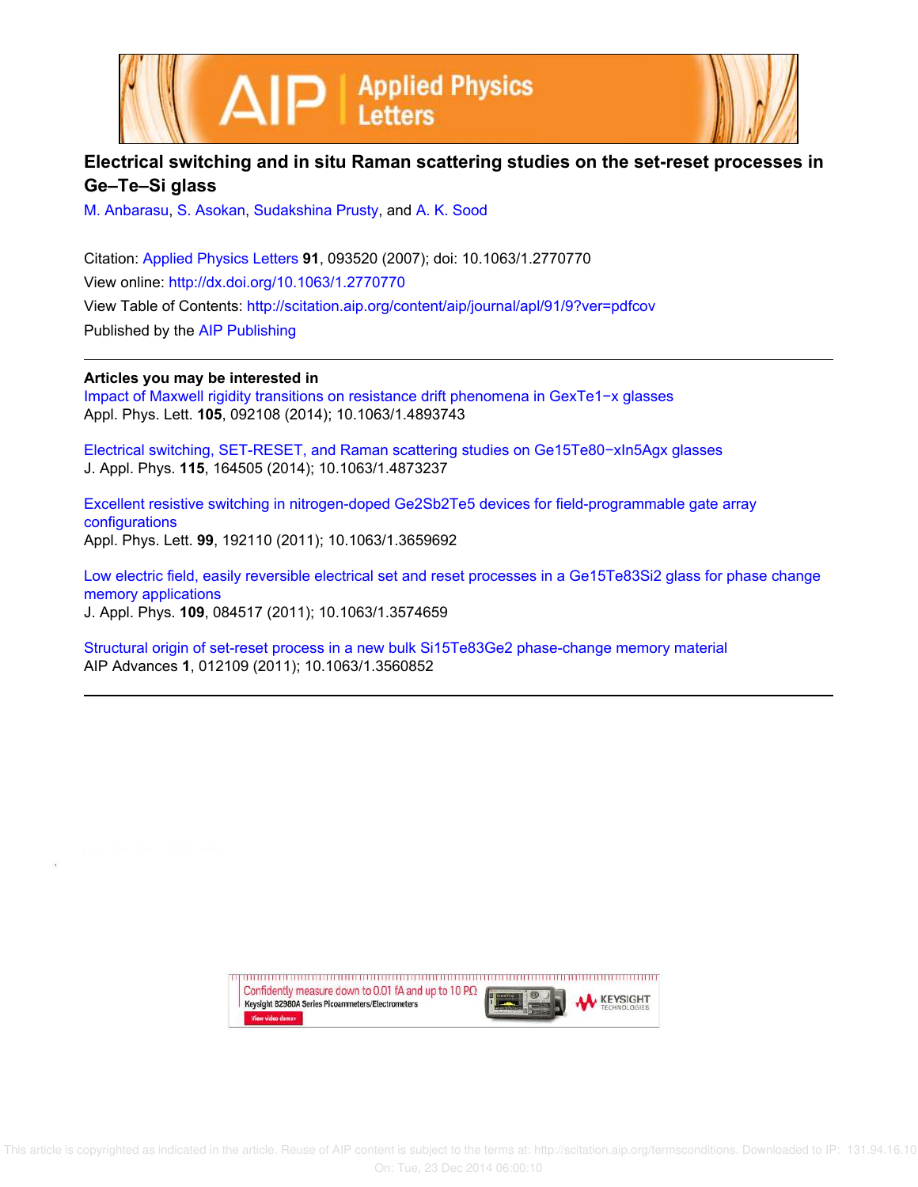# Electrical switching and in situ Raman scattering studies on the set-reset processes in Ge–Te–Si glass

M. Anbarasu, S. Asokan, Sudakshina Prusty, and A. K. Sood

Citation: Applied Physics Letters **91**, 093520 (2007); doi: 10.1063/1.2770770

View online: http://dx.doi.org/10.1063/1.2770770

View Table of Contents: http://scitation.aip.org/content/aip/journal/apl/91/9?ver=pdfcov

Published by the AIP Publishing

---

**Articles you may be interested in**

Impact of Maxwell rigidity transitions on resistance drift phenomena in $Ge_xTe_{1-x}$ glasses
Appl. Phys. Lett. **105**, 092108 (2014); 10.1063/1.4893743

Electrical switching, SET-RESET, and Raman scattering studies on $Ge_{15}Te_{80-x}In_5Ag_x$ glasses
J. Appl. Phys. **115**, 164505 (2014); 10.1063/1.4873237

Excellent resistive switching in nitrogen-doped $Ge_2Sb_2Te_5$ devices for field-programmable gate array configurations
Appl. Phys. Lett. **99**, 192110 (2011); 10.1063/1.3659692

Low electric field, easily reversible electrical set and reset processes in a $Ge_{15}Te_{83}Si_2$ glass for phase change memory applications
J. Appl. Phys. **109**, 084517 (2011); 10.1063/1.3574659

Structural origin of set-reset process in a new bulk $Si_{15}Te_{83}Ge_2$ phase-change memory material
AIP Advances **1**, 012109 (2011); 10.1063/1.3560852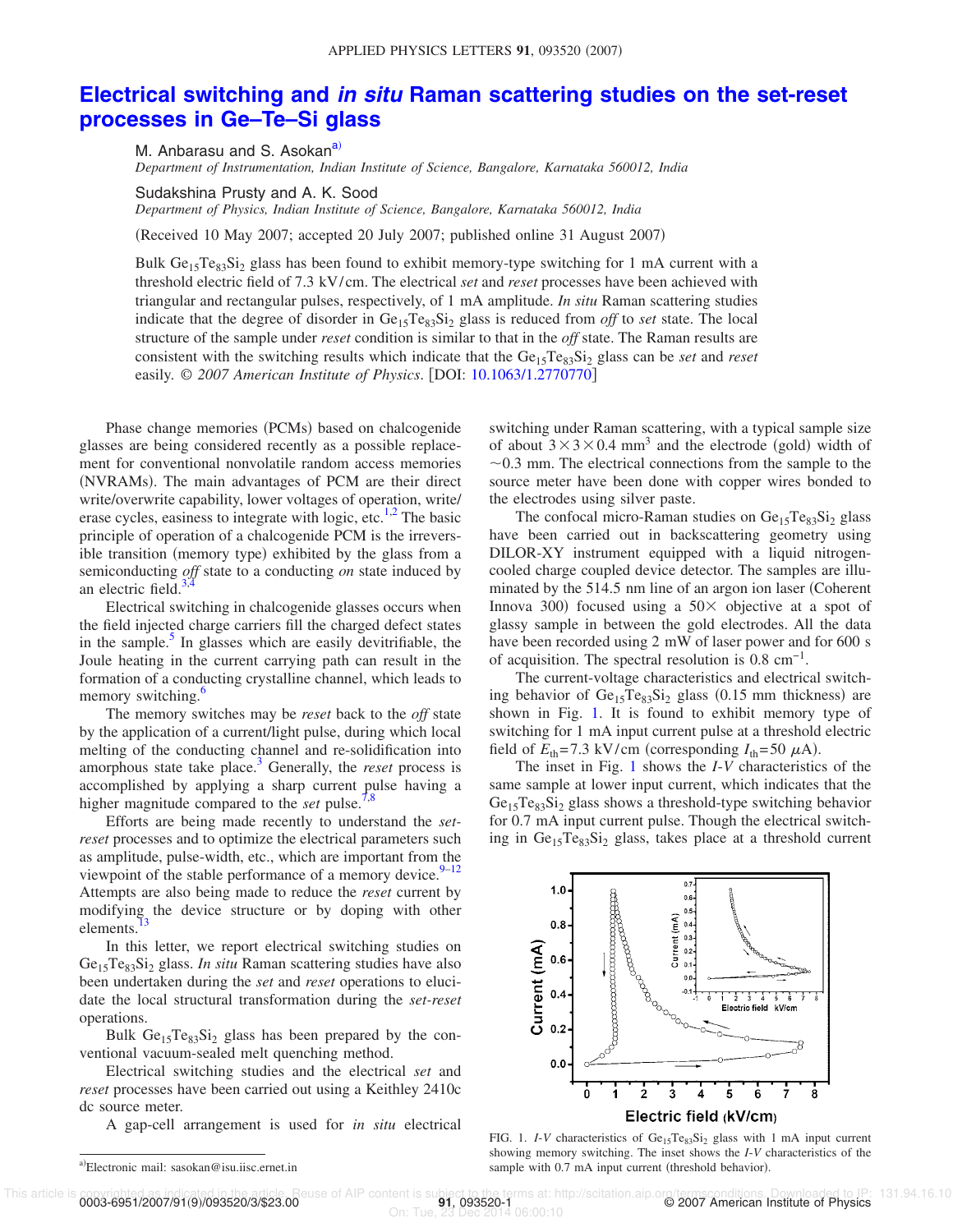# Electrical switching and *in situ* Raman scattering studies on the set-reset processes in Ge–Te–Si glass

M. Anbarasu and S. Asokan[a)]

*Department of Instrumentation, Indian Institute of Science, Bangalore, Karnataka 560012, India*

Sudakshina Prusty and A. K. Sood

*Department of Physics, Indian Institute of Science, Bangalore, Karnataka 560012, India*

(Received 10 May 2007; accepted 20 July 2007; published online 31 August 2007)

Bulk $Ge_{15}Te_{83}Si_2$ glass has been found to exhibit memory-type switching for 1 mA current with a threshold electric field of 7.3 kV/cm. The electrical *set* and *reset* processes have been achieved with triangular and rectangular pulses, respectively, of 1 mA amplitude. *In situ* Raman scattering studies indicate that the degree of disorder in $Ge_{15}Te_{83}Si_2$ glass is reduced from *off* to *set* state. The local structure of the sample under *reset* condition is similar to that in the *off* state. The Raman results are consistent with the switching results which indicate that the $Ge_{15}Te_{83}Si_2$ glass can be *set* and *reset* easily. © *2007 American Institute of Physics*. [DOI: 10.1063/1.2770770]

Phase change memories (PCMs) based on chalcogenide glasses are being considered recently as a possible replacement for conventional nonvolatile random access memories (NVRAMs). The main advantages of PCM are their direct write/overwrite capability, lower voltages of operation, write/erase cycles, easiness to integrate with logic, etc.[1,2] The basic principle of operation of a chalcogenide PCM is the irreversible transition (memory type) exhibited by the glass from a semiconducting *off* state to a conducting *on* state induced by an electric field.[3,4]

Electrical switching in chalcogenide glasses occurs when the field injected charge carriers fill the charged defect states in the sample.[5] In glasses which are easily devitrifiable, the Joule heating in the current carrying path can result in the formation of a conducting crystalline channel, which leads to memory switching.[6]

The memory switches may be *reset* back to the *off* state by the application of a current/light pulse, during which local melting of the conducting channel and re-solidification into amorphous state take place.[3] Generally, the *reset* process is accomplished by applying a sharp current pulse having a higher magnitude compared to the *set* pulse.[7,8]

Efforts are being made recently to understand the *set-reset* processes and to optimize the electrical parameters such as amplitude, pulse-width, etc., which are important from the viewpoint of the stable performance of a memory device.[9–12] Attempts are also being made to reduce the *reset* current by modifying the device structure or by doping with other elements.[13]

In this letter, we report electrical switching studies on $Ge_{15}Te_{83}Si_2$ glass. *In situ* Raman scattering studies have also been undertaken during the *set* and *reset* operations to elucidate the local structural transformation during the *set-reset* operations.

Bulk $Ge_{15}Te_{83}Si_2$ glass has been prepared by the conventional vacuum-sealed melt quenching method.

Electrical switching studies and the electrical *set* and *reset* processes have been carried out using a Keithley 2410c dc source meter.

A gap-cell arrangement is used for *in situ* electrical switching under Raman scattering, with a typical sample size of about $3\times3\times0.4$ mm$^3$ and the electrode (gold) width of $\sim$0.3 mm. The electrical connections from the sample to the source meter have been done with copper wires bonded to the electrodes using silver paste.

The confocal micro-Raman studies on $Ge_{15}Te_{83}Si_2$ glass have been carried out in backscattering geometry using DILOR-XY instrument equipped with a liquid nitrogen-cooled charge coupled device detector. The samples are illuminated by the 514.5 nm line of an argon ion laser (Coherent Innova 300) focused using a 50× objective at a spot of glassy sample in between the gold electrodes. All the data have been recorded using 2 mW of laser power and for 600 s of acquisition. The spectral resolution is 0.8 cm$^{-1}$.

The current-voltage characteristics and electrical switching behavior of $Ge_{15}Te_{83}Si_2$ glass (0.15 mm thickness) are shown in Fig. 1. It is found to exhibit memory type of switching for 1 mA input current pulse at a threshold electric field of $E_{th}$=7.3 kV/cm (corresponding $I_{th}$=50 $\mu$A).

The inset in Fig. 1 shows the *I-V* characteristics of the same sample at lower input current, which indicates that the $Ge_{15}Te_{83}Si_2$ glass shows a threshold-type switching behavior for 0.7 mA input current pulse. Though the electrical switching in $Ge_{15}Te_{83}Si_2$ glass, takes place at a threshold current

FIG. 1. *I-V* characteristics of $Ge_{15}Te_{83}Si_2$ glass with 1 mA input current showing memory switching. The inset shows the *I-V* characteristics of the sample with 0.7 mA input current (threshold behavior).

a)Electronic mail: sasokan@isu.iisc.ernet.in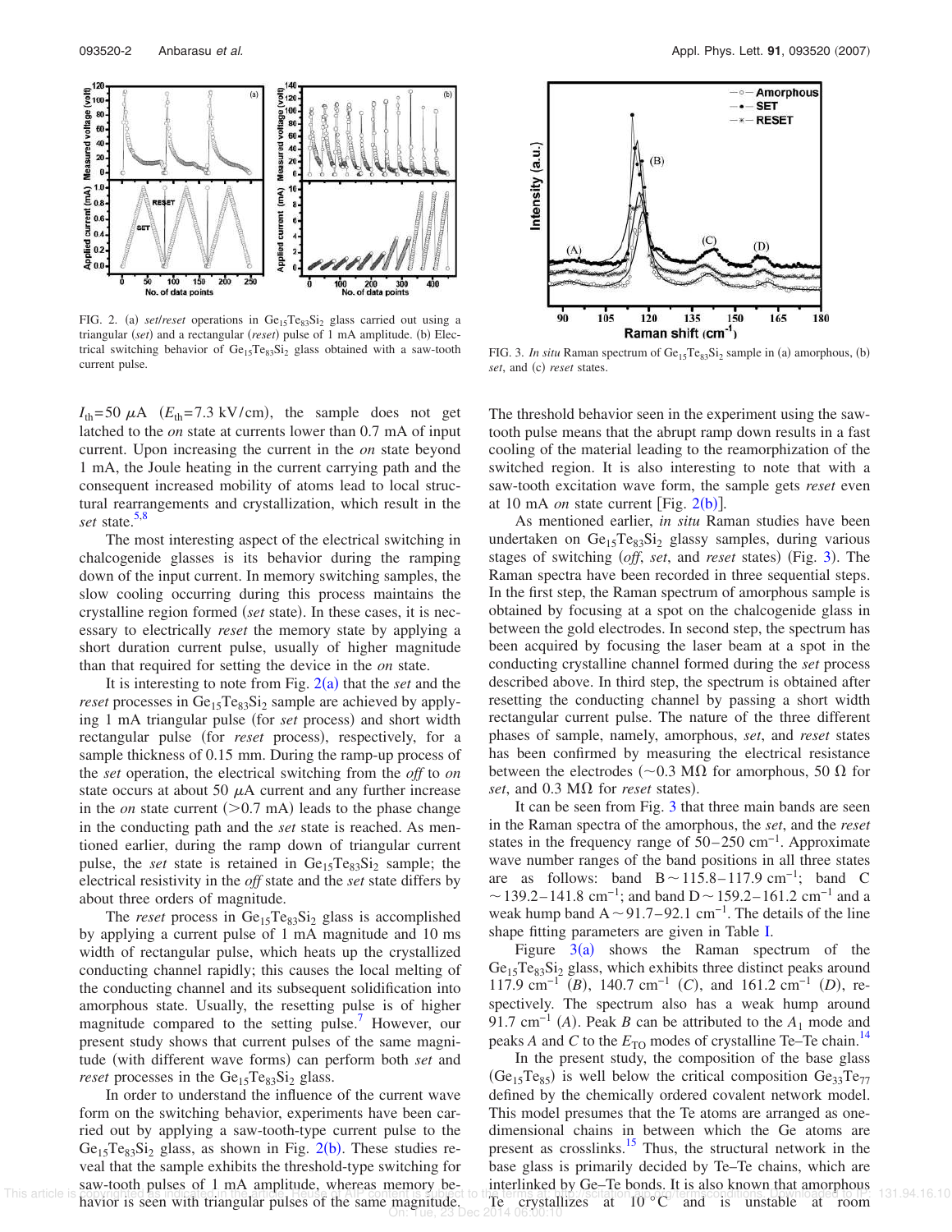FIG. 2. (a) *set*/*reset* operations in $Ge_{15}Te_{83}Si_2$ glass carried out using a triangular (*set*) and a rectangular (*reset*) pulse of 1 mA amplitude. (b) Electrical switching behavior of $Ge_{15}Te_{83}Si_2$ glass obtained with a saw-tooth current pulse.

FIG. 3. *In situ* Raman spectrum of $Ge_{15}Te_{83}Si_2$ sample in (a) amorphous, (b) *set*, and (c) *reset* states.

$I_{th}=50$ $\mu$A ($E_{th}=7.3$ kV/cm), the sample does not get latched to the *on* state at currents lower than 0.7 mA of input current. Upon increasing the current in the *on* state beyond 1 mA, the Joule heating in the current carrying path and the consequent increased mobility of atoms lead to local structural rearrangements and crystallization, which result in the *set* state.[5,8]

The most interesting aspect of the electrical switching in chalcogenide glasses is its behavior during the ramping down of the input current. In memory switching samples, the slow cooling occurring during this process maintains the crystalline region formed (*set* state). In these cases, it is necessary to electrically *reset* the memory state by applying a short duration current pulse, usually of higher magnitude than that required for setting the device in the *on* state.

It is interesting to note from Fig. 2(a) that the *set* and the *reset* processes in $Ge_{15}Te_{83}Si_2$ sample are achieved by applying 1 mA triangular pulse (for *set* process) and short width rectangular pulse (for *reset* process), respectively, for a sample thickness of 0.15 mm. During the ramp-up process of the *set* operation, the electrical switching from the *off* to *on* state occurs at about 50 $\mu$A current and any further increase in the *on* state current (>0.7 mA) leads to the phase change in the conducting path and the *set* state is reached. As mentioned earlier, during the ramp down of triangular current pulse, the *set* state is retained in $Ge_{15}Te_{83}Si_2$ sample; the electrical resistivity in the *off* state and the *set* state differs by about three orders of magnitude.

The *reset* process in $Ge_{15}Te_{83}Si_2$ glass is accomplished by applying a current pulse of 1 mA magnitude and 10 ms width of rectangular pulse, which heats up the crystallized conducting channel rapidly; this causes the local melting of the conducting channel and its subsequent solidification into amorphous state. Usually, the resetting pulse is of higher magnitude compared to the setting pulse.[7] However, our present study shows that current pulses of the same magnitude (with different wave forms) can perform both *set* and *reset* processes in the $Ge_{15}Te_{83}Si_2$ glass.

In order to understand the influence of the current wave form on the switching behavior, experiments have been carried out by applying a saw-tooth-type current pulse to the $Ge_{15}Te_{83}Si_2$ glass, as shown in Fig. 2(b). These studies reveal that the sample exhibits the threshold-type switching for saw-tooth pulses of 1 mA amplitude, whereas memory behavior is seen with triangular pulses of the same magnitude. The threshold behavior seen in the experiment using the saw-tooth pulse means that the abrupt ramp down results in a fast cooling of the material leading to the reamorphization of the switched region. It is also interesting to note that with a saw-tooth excitation wave form, the sample gets *reset* even at 10 mA *on* state current [Fig. 2(b)].

As mentioned earlier, *in situ* Raman studies have been undertaken on $Ge_{15}Te_{83}Si_2$ glassy samples, during various stages of switching (*off*, *set*, and *reset* states) (Fig. 3). The Raman spectra have been recorded in three sequential steps. In the first step, the Raman spectrum of amorphous sample is obtained by focusing at a spot on the chalcogenide glass in between the gold electrodes. In second step, the spectrum has been acquired by focusing the laser beam at a spot in the conducting crystalline channel formed during the *set* process described above. In third step, the spectrum is obtained after resetting the conducting channel by passing a short width rectangular current pulse. The nature of the three different phases of sample, namely, amorphous, *set*, and *reset* states has been confirmed by measuring the electrical resistance between the electrodes (~0.3 M$\Omega$ for amorphous, 50 $\Omega$ for *set*, and 0.3 M$\Omega$ for *reset* states).

It can be seen from Fig. 3 that three main bands are seen in the Raman spectra of the amorphous, the *set*, and the *reset* states in the frequency range of 50–250 cm$^{-1}$. Approximate wave number ranges of the band positions in all three states are as follows: band B ~ 115.8–117.9 cm$^{-1}$; band C ~ 139.2–141.8 cm$^{-1}$; and band D ~ 159.2–161.2 cm$^{-1}$ and a weak hump band A ~ 91.7–92.1 cm$^{-1}$. The details of the line shape fitting parameters are given in Table I.

Figure 3(a) shows the Raman spectrum of the $Ge_{15}Te_{83}Si_2$ glass, which exhibits three distinct peaks around 117.9 cm$^{-1}$ (*B*), 140.7 cm$^{-1}$ (*C*), and 161.2 cm$^{-1}$ (*D*), respectively. The spectrum also has a weak hump around 91.7 cm$^{-1}$ (*A*). Peak *B* can be attributed to the $A_1$ mode and peaks *A* and *C* to the $E_{TO}$ modes of crystalline Te–Te chain.[14]

In the present study, the composition of the base glass ($Ge_{15}Te_{85}$) is well below the critical composition $Ge_{33}Te_{77}$ defined by the chemically ordered covalent network model. This model presumes that the Te atoms are arranged as one-dimensional chains in between which the Ge atoms are present as crosslinks.[15] Thus, the structural network in the base glass is primarily decided by Te–Te chains, which are interlinked by Ge–Te bonds. It is also known that amorphous Te crystallizes at 10 °C and is unstable at room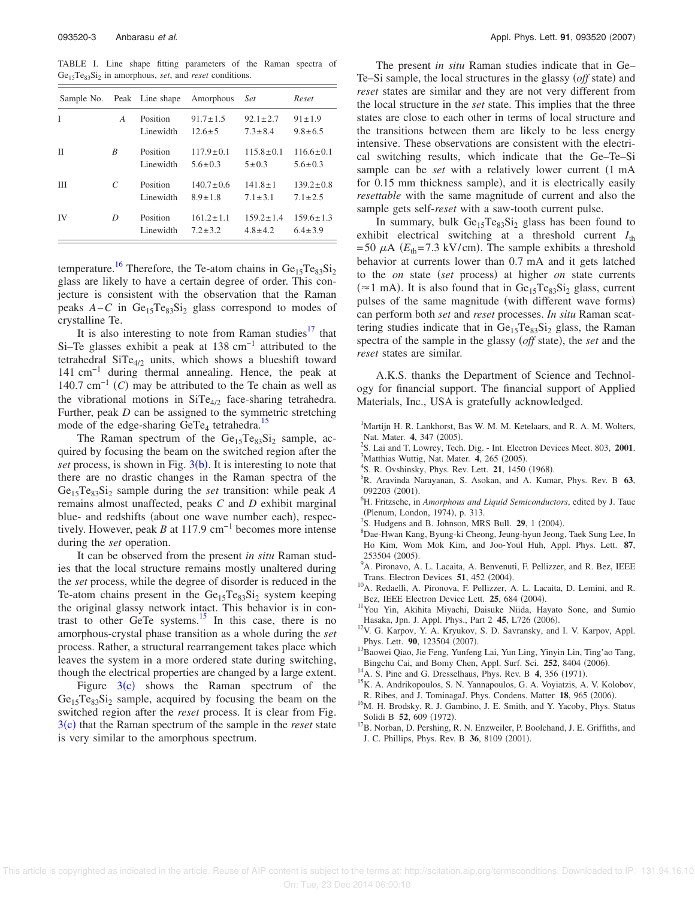TABLE I. Line shape fitting parameters of the Raman spectra of $Ge_{15}Te_{83}Si_2$ in amorphous, *set*, and *reset* conditions.

| Sample No. | Peak | Line shape | Amorphous | *Set* | *Reset* |
|---|---|---|---|---|---|
| I | *A* | Position | $91.7 \pm 1.5$ | $92.1 \pm 2.7$ | $91 \pm 1.9$ |
| | | Linewidth | $12.6 \pm 5$ | $7.3 \pm 8.4$ | $9.8 \pm 6.5$ |
| II | *B* | Position | $117.9 \pm 0.1$ | $115.8 \pm 0.1$ | $116.6 \pm 0.1$ |
| | | Linewidth | $5.6 \pm 0.3$ | $5 \pm 0.3$ | $5.6 \pm 0.3$ |
| III | *C* | Position | $140.7 \pm 0.6$ | $141.8 \pm 1$ | $139.2 \pm 0.8$ |
| | | Linewidth | $8.9 \pm 1.8$ | $7.1 \pm 3.1$ | $7.1 \pm 2.5$ |
| IV | *D* | Position | $161.2 \pm 1.1$ | $159.2 \pm 1.4$ | $159.6 \pm 1.3$ |
| | | Linewidth | $7.2 \pm 3.2$ | $4.8 \pm 4.2$ | $6.4 \pm 3.9$ |

temperature.[16] Therefore, the Te-atom chains in $Ge_{15}Te_{83}Si_2$ glass are likely to have a certain degree of order. This conjecture is consistent with the observation that the Raman peaks *A*–*C* in $Ge_{15}Te_{83}Si_2$ glass correspond to modes of crystalline Te.

It is also interesting to note from Raman studies[17] that Si–Te glasses exhibit a peak at 138 $cm^{-1}$ attributed to the tetrahedral $SiTe_{4/2}$ units, which shows a blueshift toward 141 $cm^{-1}$ during thermal annealing. Hence, the peak at 140.7 $cm^{-1}$ (*C*) may be attributed to the Te chain as well as the vibrational motions in $SiTe_{4/2}$ face-sharing tetrahedra. Further, peak *D* can be assigned to the symmetric stretching mode of the edge-sharing $GeTe_4$ tetrahedra.[15]

The Raman spectrum of the $Ge_{15}Te_{83}Si_2$ sample, acquired by focusing the beam on the switched region after the *set* process, is shown in Fig. 3(b). It is interesting to note that there are no drastic changes in the Raman spectra of the $Ge_{15}Te_{83}Si_2$ sample during the *set* transition: while peak *A* remains almost unaffected, peaks *C* and *D* exhibit marginal blue- and redshifts (about one wave number each), respectively. However, peak *B* at 117.9 $cm^{-1}$ becomes more intense during the *set* operation.

It can be observed from the present *in situ* Raman studies that the local structure remains mostly unaltered during the *set* process, while the degree of disorder is reduced in the Te-atom chains present in the $Ge_{15}Te_{83}Si_2$ system keeping the original glassy network intact. This behavior is in contrast to other GeTe systems.[15] In this case, there is no amorphous-crystal phase transition as a whole during the *set* process. Rather, a structural rearrangement takes place which leaves the system in a more ordered state during switching, though the electrical properties are changed by a large extent.

Figure 3(c) shows the Raman spectrum of the $Ge_{15}Te_{83}Si_2$ sample, acquired by focusing the beam on the switched region after the *reset* process. It is clear from Fig. 3(c) that the Raman spectrum of the sample in the *reset* state is very similar to the amorphous spectrum.

The present *in situ* Raman studies indicate that in Ge–Te–Si sample, the local structures in the glassy (*off* state) and *reset* states are similar and they are not very different from the local structure in the *set* state. This implies that the three states are close to each other in terms of local structure and the transitions between them are likely to be less energy intensive. These observations are consistent with the electrical switching results, which indicate that the Ge–Te–Si sample can be *set* with a relatively lower current (1 mA for 0.15 mm thickness sample), and it is electrically easily *resettable* with the same magnitude of current and also the sample gets self-*reset* with a saw-tooth current pulse.

In summary, bulk $Ge_{15}Te_{83}Si_2$ glass has been found to exhibit electrical switching at a threshold current $I_{th}$ $= 50\ \mu A$ ($E_{th} = 7.3$ kV/cm). The sample exhibits a threshold behavior at currents lower than 0.7 mA and it gets latched to the *on* state (*set* process) at higher *on* state currents ($\approx 1$ mA). It is also found that in $Ge_{15}Te_{83}Si_2$ glass, current pulses of the same magnitude (with different wave forms) can perform both *set* and *reset* processes. *In situ* Raman scattering studies indicate that in $Ge_{15}Te_{83}Si_2$ glass, the Raman spectra of the sample in the glassy (*off* state), the *set* and the *reset* states are similar.

A.K.S. thanks the Department of Science and Technology for financial support. The financial support of Applied Materials, Inc., USA is gratefully acknowledged.

[1] Martijn H. R. Lankhorst, Bas W. M. M. Ketelaars, and R. A. M. Wolters, Nat. Mater. **4**, 347 (2005).
[2] S. Lai and T. Lowrey, Tech. Dig. - Int. Electron Devices Meet. 803, **2001**.
[3] Matthias Wuttig, Nat. Mater. **4**, 265 (2005).
[4] S. R. Ovshinsky, Phys. Rev. Lett. **21**, 1450 (1968).
[5] R. Aravinda Narayanan, S. Asokan, and A. Kumar, Phys. Rev. B **63**, 092203 (2001).
[6] H. Fritzsche, in *Amorphous and Liquid Semiconductors*, edited by J. Tauc (Plenum, London, 1974), p. 313.
[7] S. Hudgens and B. Johnson, MRS Bull. **29**, 1 (2004).
[8] Dae-Hwan Kang, Byung-ki Cheong, Jeung-hyun Jeong, Taek Sung Lee, In Ho Kim, Wom Mok Kim, and Joo-Youl Huh, Appl. Phys. Lett. **87**, 253504 (2005).
[9] A. Pironavo, A. L. Lacaita, A. Benvenuti, F. Pellizzer, and R. Bez, IEEE Trans. Electron Devices **51**, 452 (2004).
[10] A. Redaelli, A. Pironova, F. Pellizzer, A. L. Lacaita, D. Lemini, and R. Bez, IEEE Electron Device Lett. **25**, 684 (2004).
[11] You Yin, Akihita Miyachi, Daisuke Niida, Hayato Sone, and Sumio Hasaka, Jpn. J. Appl. Phys., Part 2 **45**, L726 (2006).
[12] V. G. Karpov, Y. A. Kryukov, S. D. Savransky, and I. V. Karpov, Appl. Phys. Lett. **90**, 123504 (2007).
[13] Baowei Qiao, Jie Feng, Yunfeng Lai, Yun Ling, Yinyin Lin, Ting'ao Tang, Bingchu Cai, and Bomy Chen, Appl. Surf. Sci. **252**, 8404 (2006).
[14] A. S. Pine and G. Dresselhaus, Phys. Rev. B **4**, 356 (1971).
[15] K. A. Andrikopoulos, S. N. Yannapoulos, G. A. Voyiatzis, A. V. Kolobov, R. Ribes, and J. TominagaJ. Phys. Condens. Matter **18**, 965 (2006).
[16] M. H. Brodsky, R. J. Gambino, J. E. Smith, and Y. Yacoby, Phys. Status Solidi B **52**, 609 (1972).
[17] B. Norban, D. Pershing, R. N. Enzweiler, P. Boolchand, J. E. Griffiths, and J. C. Phillips, Phys. Rev. B **36**, 8109 (2001).